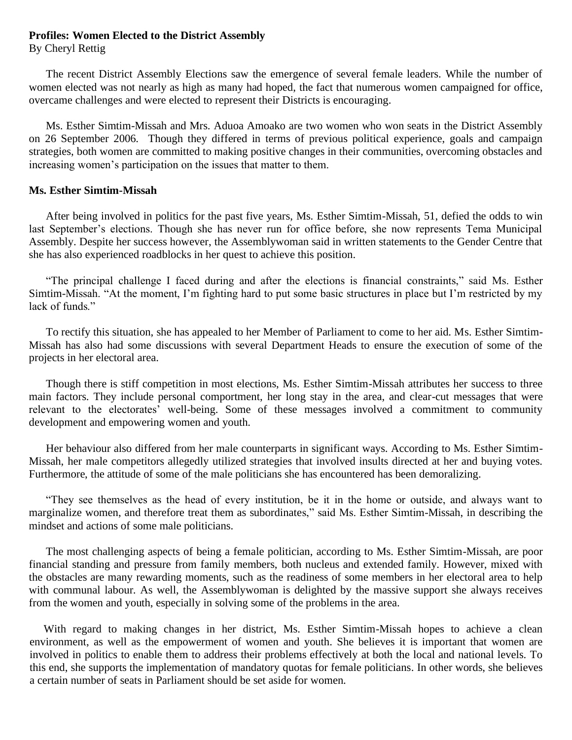**Profiles: Women Elected to the District Assembly**

By Cheryl Rettig

The recent District Assembly Elections saw the emergence of several female leaders. While the number of women elected was not nearly as high as many had hoped, the fact that numerous women campaigned for office, overcame challenges and were elected to represent their Districts is encouraging.

Ms. Esther Simtim-Missah and Mrs. Aduoa Amoako are two women who won seats in the District Assembly on 26 September 2006. Though they differed in terms of previous political experience, goals and campaign strategies, both women are committed to making positive changes in their communities, overcoming obstacles and increasing women's participation on the issues that matter to them.

**Ms. Esther Simtim-Missah**

After being involved in politics for the past five years, Ms. Esther Simtim-Missah, 51, defied the odds to win last September's elections. Though she has never run for office before, she now represents Tema Municipal Assembly. Despite her success however, the Assemblywoman said in written statements to the Gender Centre that she has also experienced roadblocks in her quest to achieve this position.

"The principal challenge I faced during and after the elections is financial constraints," said Ms. Esther Simtim-Missah. "At the moment, I'm fighting hard to put some basic structures in place but I'm restricted by my lack of funds."

To rectify this situation, she has appealed to her Member of Parliament to come to her aid. Ms. Esther Simtim-Missah has also had some discussions with several Department Heads to ensure the execution of some of the projects in her electoral area.

Though there is stiff competition in most elections, Ms. Esther Simtim-Missah attributes her success to three main factors. They include personal comportment, her long stay in the area, and clear-cut messages that were relevant to the electorates' well-being. Some of these messages involved a commitment to community development and empowering women and youth.

Her behaviour also differed from her male counterparts in significant ways. According to Ms. Esther Simtim-Missah, her male competitors allegedly utilized strategies that involved insults directed at her and buying votes. Furthermore, the attitude of some of the male politicians she has encountered has been demoralizing.

"They see themselves as the head of every institution, be it in the home or outside, and always want to marginalize women, and therefore treat them as subordinates," said Ms. Esther Simtim-Missah, in describing the mindset and actions of some male politicians.

The most challenging aspects of being a female politician, according to Ms. Esther Simtim-Missah, are poor financial standing and pressure from family members, both nucleus and extended family. However, mixed with the obstacles are many rewarding moments, such as the readiness of some members in her electoral area to help with communal labour. As well, the Assemblywoman is delighted by the massive support she always receives from the women and youth, especially in solving some of the problems in the area.

With regard to making changes in her district, Ms. Esther Simtim-Missah hopes to achieve a clean environment, as well as the empowerment of women and youth. She believes it is important that women are involved in politics to enable them to address their problems effectively at both the local and national levels. To this end, she supports the implementation of mandatory quotas for female politicians. In other words, she believes a certain number of seats in Parliament should be set aside for women.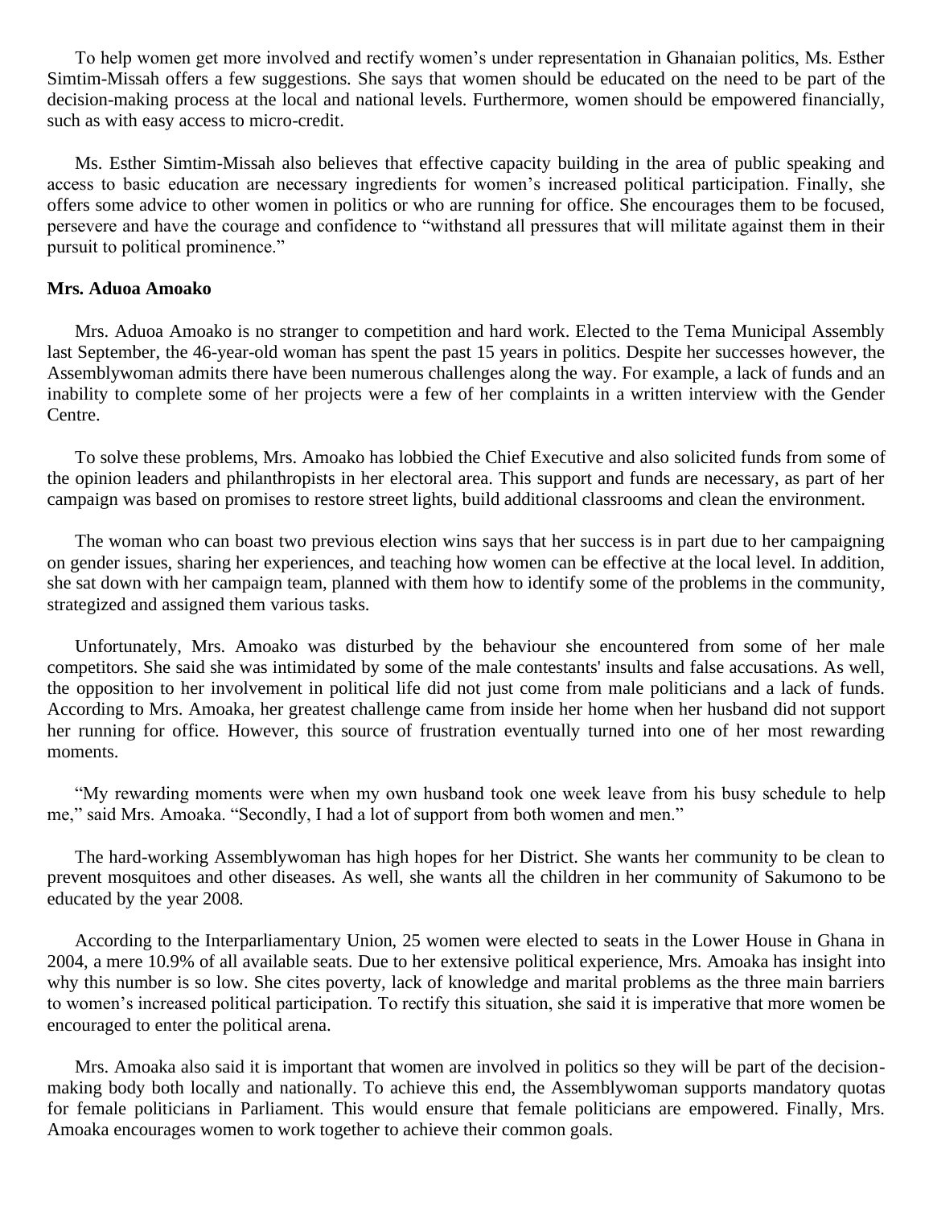To help women get more involved and rectify women's under representation in Ghanaian politics, Ms. Esther Simtim-Missah offers a few suggestions. She says that women should be educated on the need to be part of the decision-making process at the local and national levels. Furthermore, women should be empowered financially, such as with easy access to micro-credit.

Ms. Esther Simtim-Missah also believes that effective capacity building in the area of public speaking and access to basic education are necessary ingredients for women's increased political participation. Finally, she offers some advice to other women in politics or who are running for office. She encourages them to be focused, persevere and have the courage and confidence to "withstand all pressures that will militate against them in their pursuit to political prominence."

**Mrs. Aduoa Amoako**

Mrs. Aduoa Amoako is no stranger to competition and hard work. Elected to the Tema Municipal Assembly last September, the 46-year-old woman has spent the past 15 years in politics. Despite her successes however, the Assemblywoman admits there have been numerous challenges along the way. For example, a lack of funds and an inability to complete some of her projects were a few of her complaints in a written interview with the Gender Centre.

To solve these problems, Mrs. Amoako has lobbied the Chief Executive and also solicited funds from some of the opinion leaders and philanthropists in her electoral area. This support and funds are necessary, as part of her campaign was based on promises to restore street lights, build additional classrooms and clean the environment.

The woman who can boast two previous election wins says that her success is in part due to her campaigning on gender issues, sharing her experiences, and teaching how women can be effective at the local level. In addition, she sat down with her campaign team, planned with them how to identify some of the problems in the community, strategized and assigned them various tasks.

Unfortunately, Mrs. Amoako was disturbed by the behaviour she encountered from some of her male competitors. She said she was intimidated by some of the male contestants' insults and false accusations. As well, the opposition to her involvement in political life did not just come from male politicians and a lack of funds. According to Mrs. Amoaka, her greatest challenge came from inside her home when her husband did not support her running for office. However, this source of frustration eventually turned into one of her most rewarding moments.

"My rewarding moments were when my own husband took one week leave from his busy schedule to help me," said Mrs. Amoaka. "Secondly, I had a lot of support from both women and men."

The hard-working Assemblywoman has high hopes for her District. She wants her community to be clean to prevent mosquitoes and other diseases. As well, she wants all the children in her community of Sakumono to be educated by the year 2008.

According to the Interparliamentary Union, 25 women were elected to seats in the Lower House in Ghana in 2004, a mere 10.9% of all available seats. Due to her extensive political experience, Mrs. Amoaka has insight into why this number is so low. She cites poverty, lack of knowledge and marital problems as the three main barriers to women's increased political participation. To rectify this situation, she said it is imperative that more women be encouraged to enter the political arena.

Mrs. Amoaka also said it is important that women are involved in politics so they will be part of the decision-making body both locally and nationally. To achieve this end, the Assemblywoman supports mandatory quotas for female politicians in Parliament. This would ensure that female politicians are empowered. Finally, Mrs. Amoaka encourages women to work together to achieve their common goals.